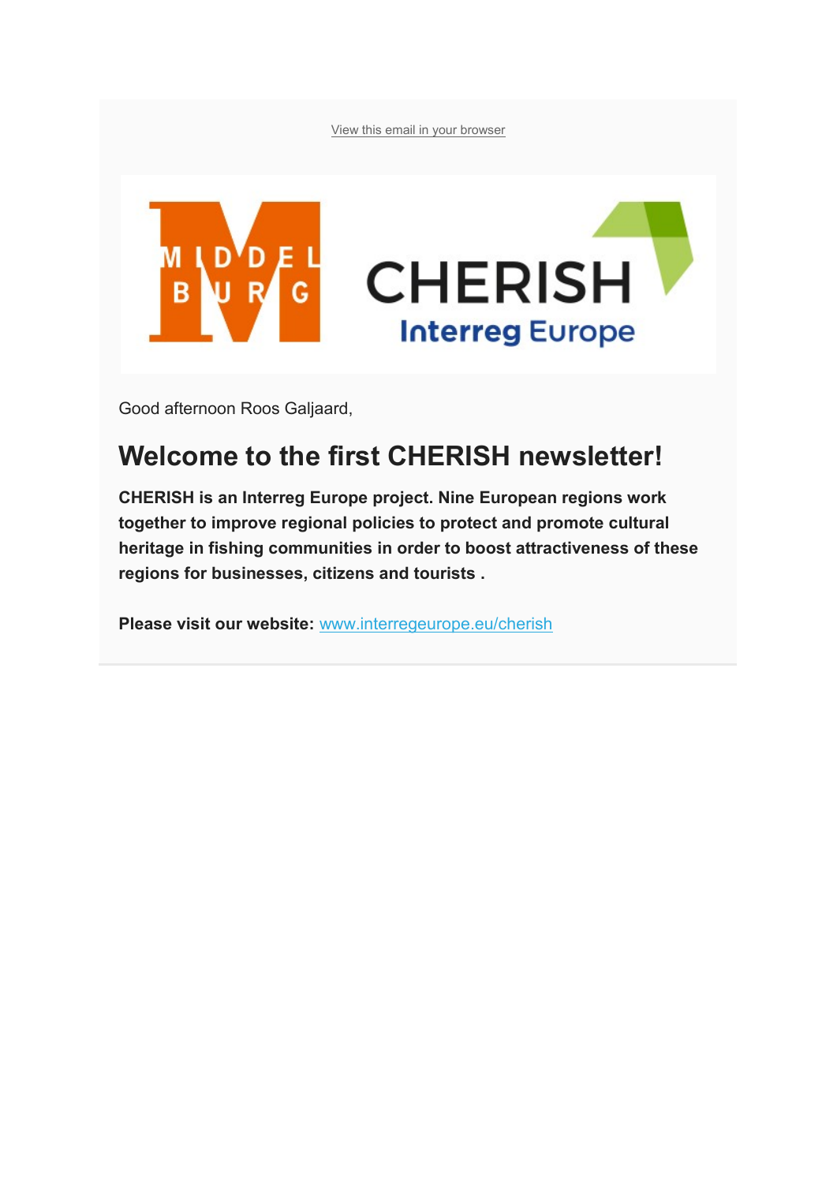View this email in your browser

Good afternoon Roos Galjaard,

## Welcome to the first CHERISH newsletter!

**CHERISH is an Interreg Europe project. Nine European regions work together to improve regional policies to protect and promote cultural heritage in fishing communities in order to boost attractiveness of these regions for businesses, citizens and tourists .**

**Please visit our website:** www.interregeurope.eu/cherish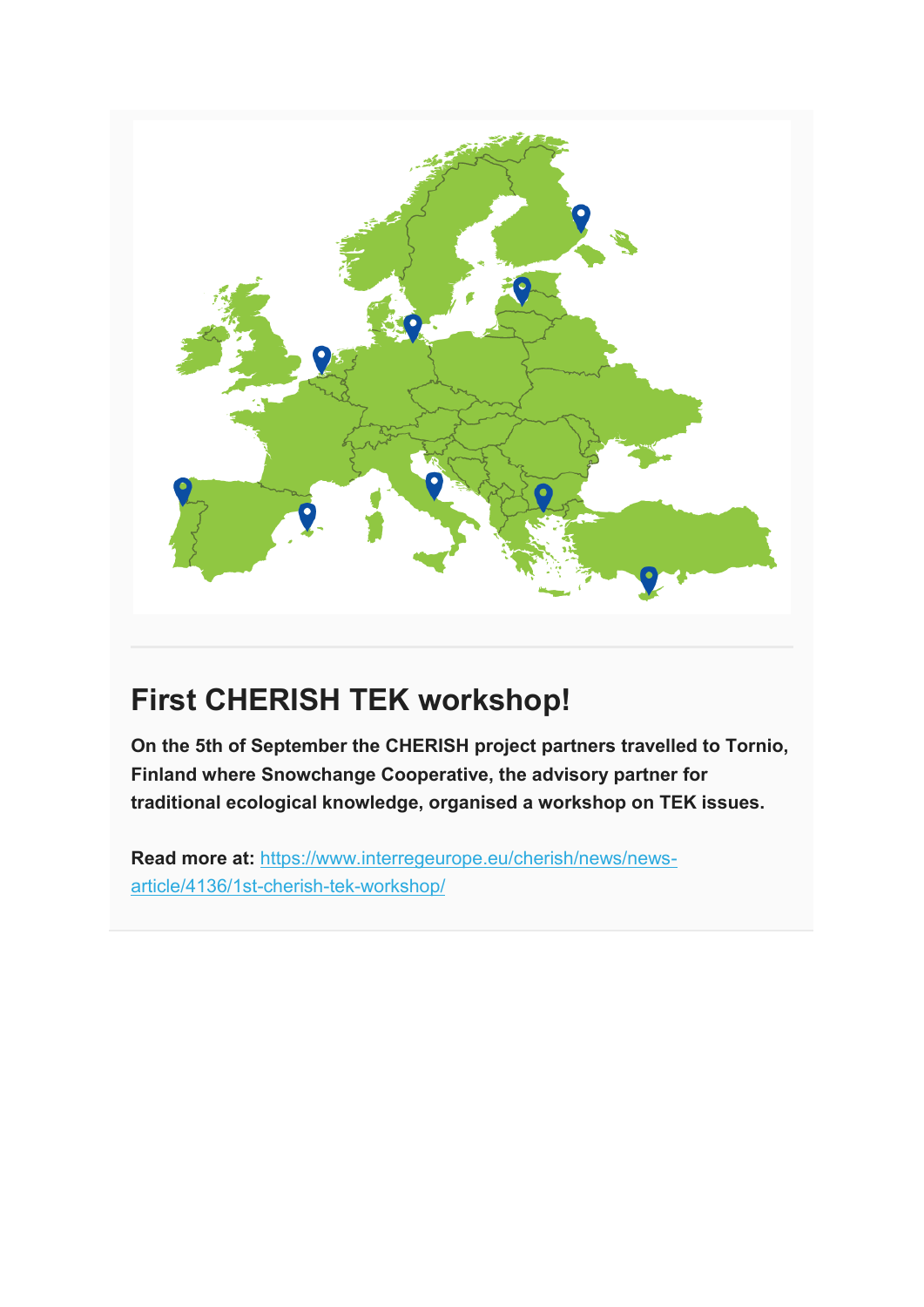# First CHERISH TEK workshop!

**On the 5th of September the CHERISH project partners travelled to Tornio, Finland where Snowchange Cooperative, the advisory partner for traditional ecological knowledge, organised a workshop on TEK issues.**

**Read more at:** https://www.interregeurope.eu/cherish/news/news-article/4136/1st-cherish-tek-workshop/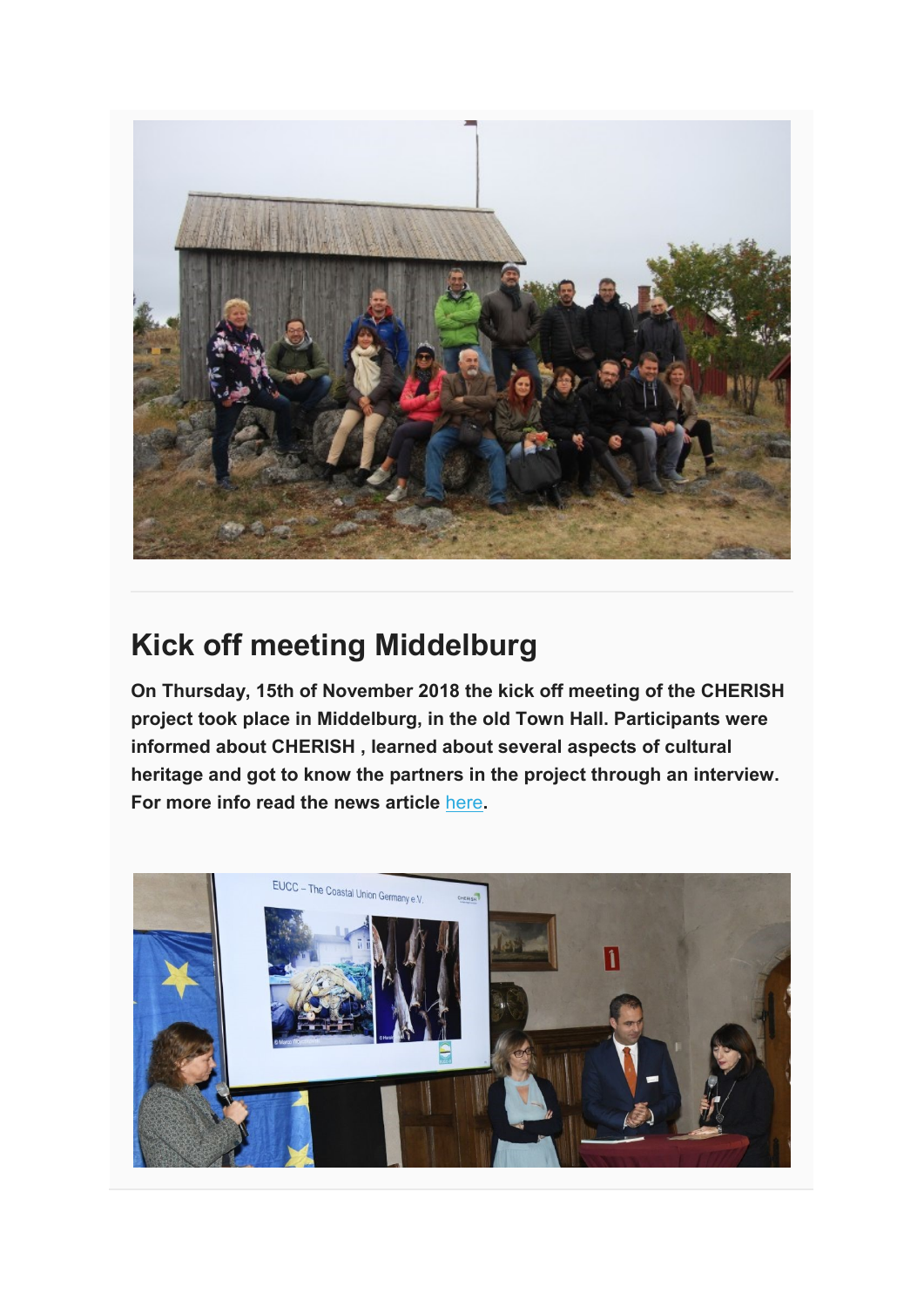## Kick off meeting Middelburg

**On Thursday, 15th of November 2018 the kick off meeting of the CHERISH project took place in Middelburg, in the old Town Hall. Participants were informed about CHERISH , learned about several aspects of cultural heritage and got to know the partners in the project through an interview. For more info read the news article here.**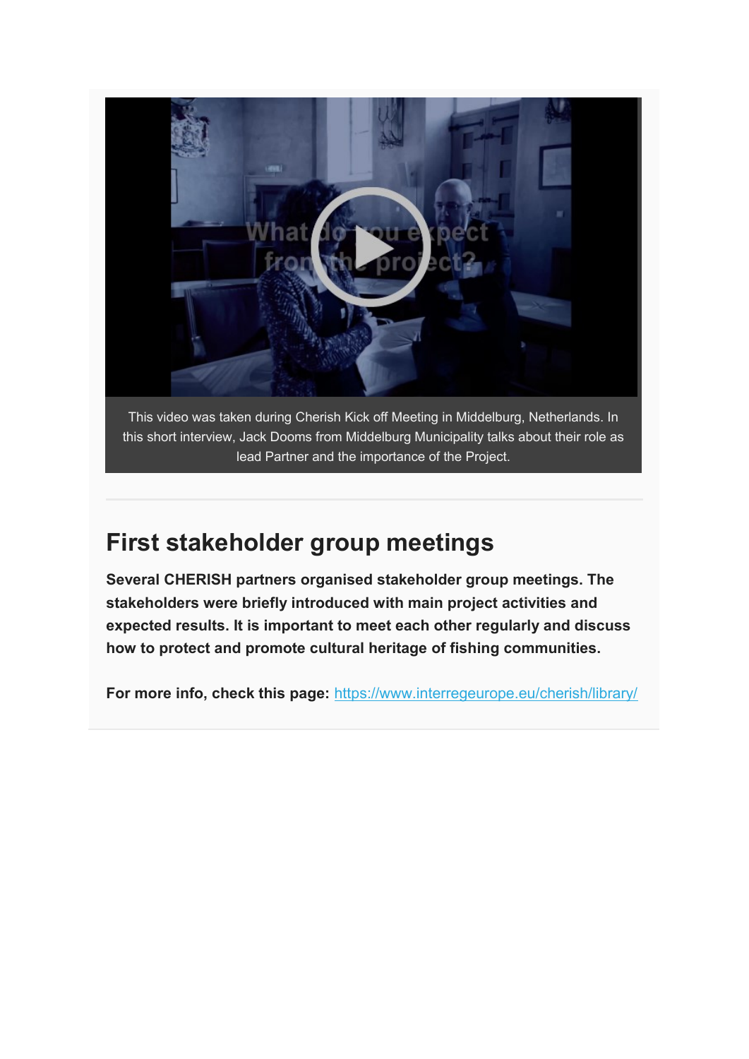This video was taken during Cherish Kick off Meeting in Middelburg, Netherlands. In this short interview, Jack Dooms from Middelburg Municipality talks about their role as lead Partner and the importance of the Project.

## First stakeholder group meetings

**Several CHERISH partners organised stakeholder group meetings. The stakeholders were briefly introduced with main project activities and expected results. It is important to meet each other regularly and discuss how to protect and promote cultural heritage of fishing communities.**

**For more info, check this page:** https://www.interregeurope.eu/cherish/library/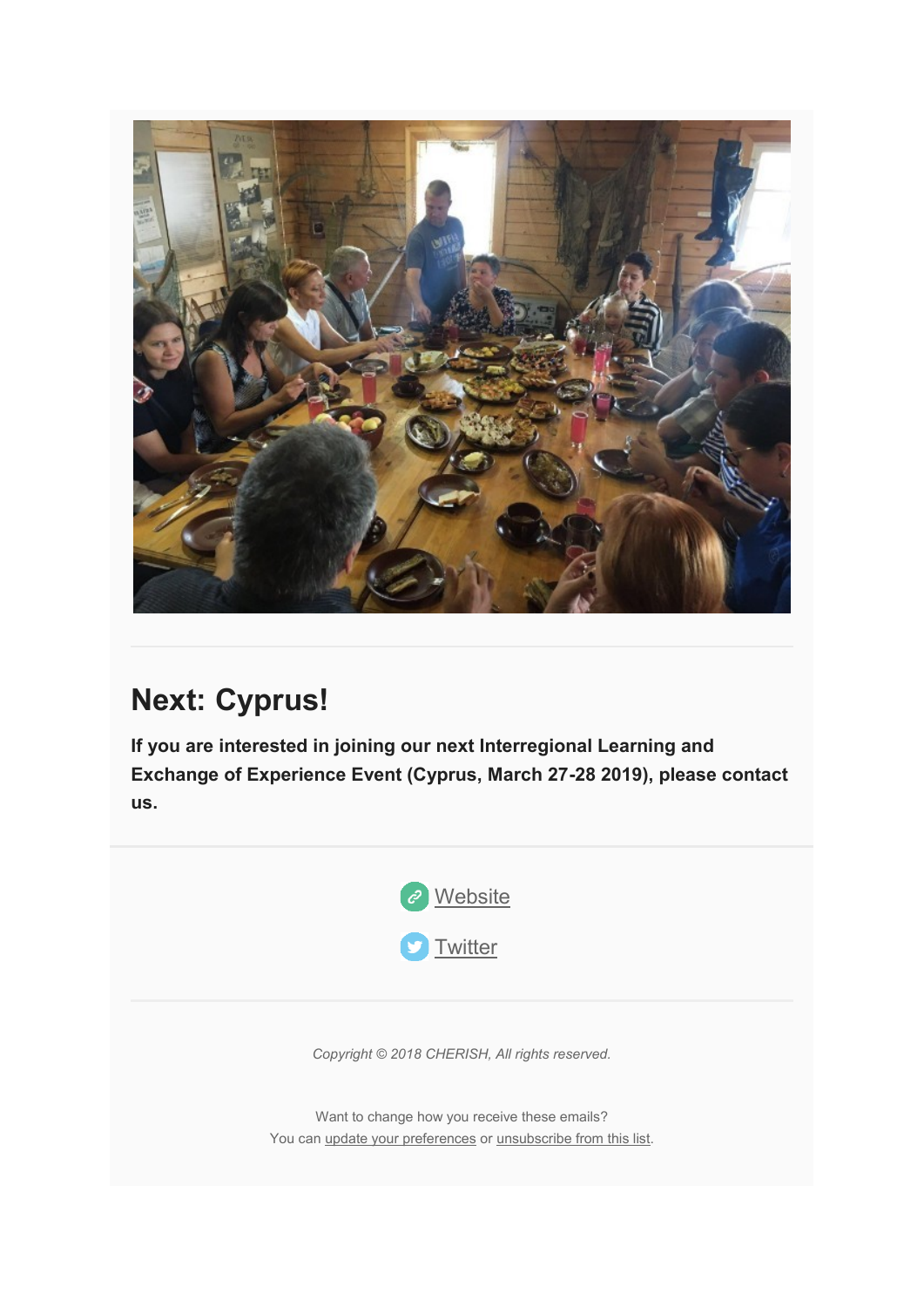## Next: Cyprus!

**If you are interested in joining our next Interregional Learning and Exchange of Experience Event (Cyprus, March 27-28 2019), please contact us.**

Website

Twitter

*Copyright © 2018 CHERISH, All rights reserved.*

Want to change how you receive these emails?
You can update your preferences or unsubscribe from this list.